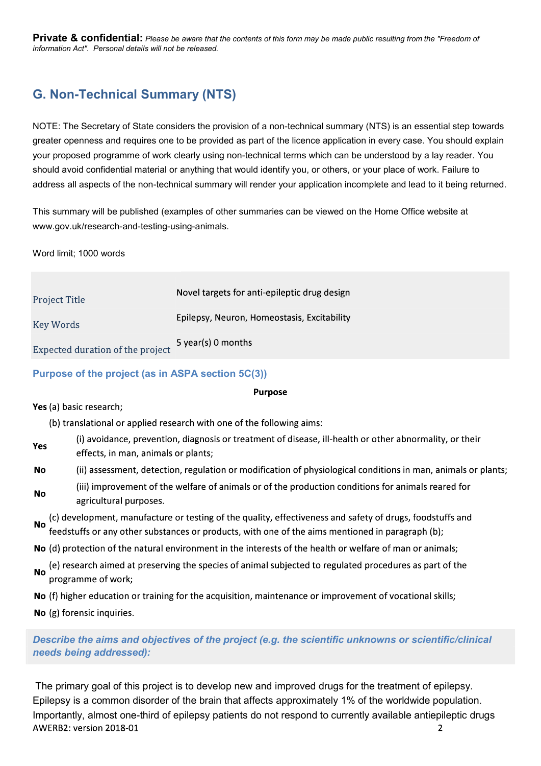**Private & confidential:** *Please be aware that the contents of this form may be made public resulting from the "Freedom of information Act". Personal details will not be released.*

## G. Non-Technical Summary (NTS)

NOTE: The Secretary of State considers the provision of a non-technical summary (NTS) is an essential step towards greater openness and requires one to be provided as part of the licence application in every case. You should explain your proposed programme of work clearly using non-technical terms which can be understood by a lay reader. You should avoid confidential material or anything that would identify you, or others, or your place of work. Failure to address all aspects of the non-technical summary will render your application incomplete and lead to it being returned.

This summary will be published (examples of other summaries can be viewed on the Home Office website at www.gov.uk/research-and-testing-using-animals.

Word limit; 1000 words

| | |
|---|---|
| Project Title | Novel targets for anti-epileptic drug design |
| Key Words | Epilepsy, Neuron, Homeostasis, Excitability |
| Expected duration of the project | 5 year(s) 0 months |

### Purpose of the project (as in ASPA section 5C(3))

**Purpose**

**Yes** (a) basic research;

(b) translational or applied research with one of the following aims:

**Yes** (i) avoidance, prevention, diagnosis or treatment of disease, ill-health or other abnormality, or their effects, in man, animals or plants;

**No** (ii) assessment, detection, regulation or modification of physiological conditions in man, animals or plants;

**No** (iii) improvement of the welfare of animals or of the production conditions for animals reared for agricultural purposes.

**No** (c) development, manufacture or testing of the quality, effectiveness and safety of drugs, foodstuffs and feedstuffs or any other substances or products, with one of the aims mentioned in paragraph (b);

**No** (d) protection of the natural environment in the interests of the health or welfare of man or animals;

**No** (e) research aimed at preserving the species of animal subjected to regulated procedures as part of the programme of work;

**No** (f) higher education or training for the acquisition, maintenance or improvement of vocational skills;

**No** (g) forensic inquiries.

### *Describe the aims and objectives of the project (e.g. the scientific unknowns or scientific/clinical needs being addressed):*

The primary goal of this project is to develop new and improved drugs for the treatment of epilepsy. Epilepsy is a common disorder of the brain that affects approximately 1% of the worldwide population. Importantly, almost one-third of epilepsy patients do not respond to currently available antiepileptic drugs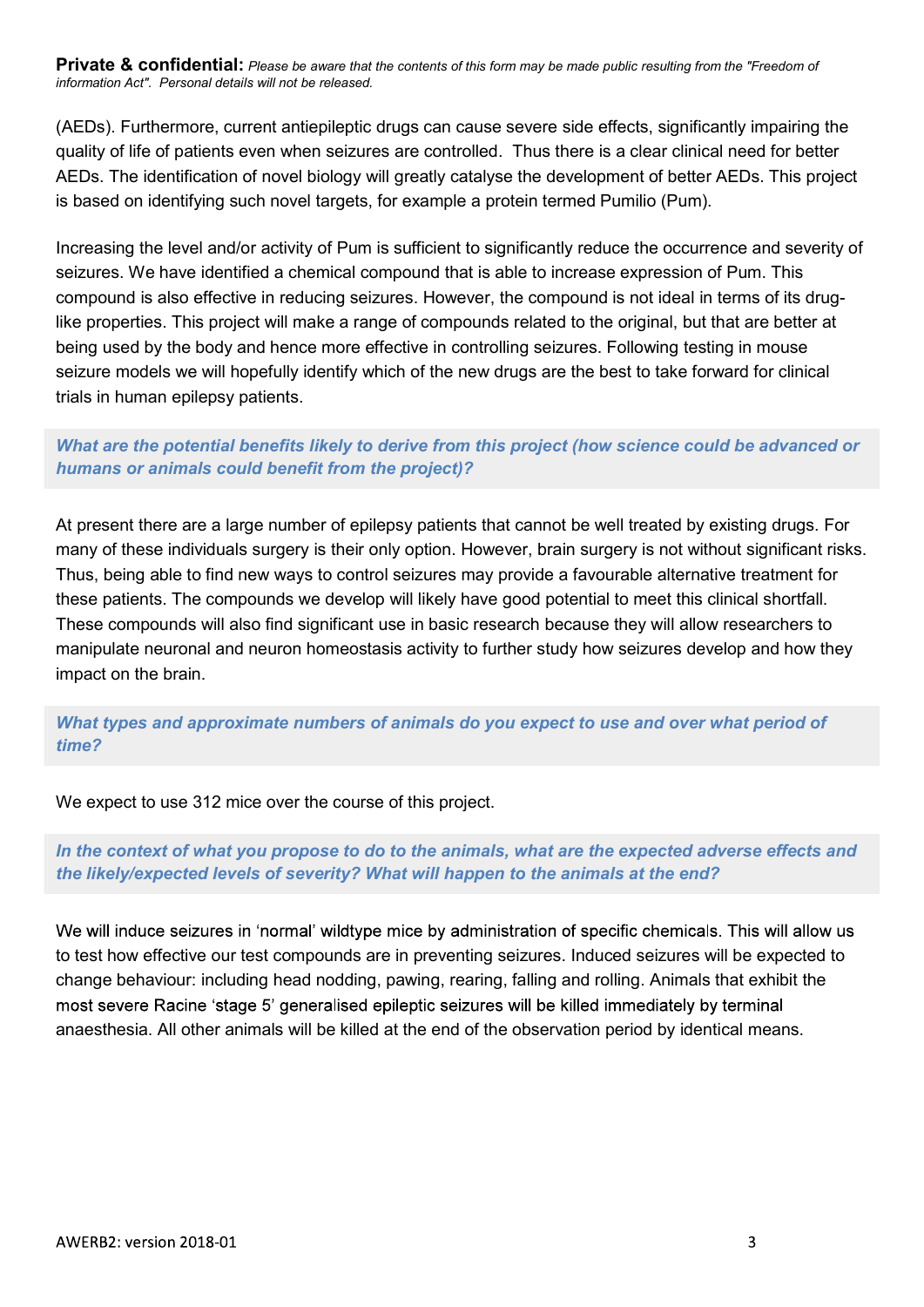**Private & confidential:** *Please be aware that the contents of this form may be made public resulting from the "Freedom of information Act". Personal details will not be released.*

(AEDs). Furthermore, current antiepileptic drugs can cause severe side effects, significantly impairing the quality of life of patients even when seizures are controlled. Thus there is a clear clinical need for better AEDs. The identification of novel biology will greatly catalyse the development of better AEDs. This project is based on identifying such novel targets, for example a protein termed Pumilio (Pum).

Increasing the level and/or activity of Pum is sufficient to significantly reduce the occurrence and severity of seizures. We have identified a chemical compound that is able to increase expression of Pum. This compound is also effective in reducing seizures. However, the compound is not ideal in terms of its drug-like properties. This project will make a range of compounds related to the original, but that are better at being used by the body and hence more effective in controlling seizures. Following testing in mouse seizure models we will hopefully identify which of the new drugs are the best to take forward for clinical trials in human epilepsy patients.

***What are the potential benefits likely to derive from this project (how science could be advanced or humans or animals could benefit from the project)?***

At present there are a large number of epilepsy patients that cannot be well treated by existing drugs. For many of these individuals surgery is their only option. However, brain surgery is not without significant risks. Thus, being able to find new ways to control seizures may provide a favourable alternative treatment for these patients. The compounds we develop will likely have good potential to meet this clinical shortfall. These compounds will also find significant use in basic research because they will allow researchers to manipulate neuronal and neuron homeostasis activity to further study how seizures develop and how they impact on the brain.

***What types and approximate numbers of animals do you expect to use and over what period of time?***

We expect to use 312 mice over the course of this project.

***In the context of what you propose to do to the animals, what are the expected adverse effects and the likely/expected levels of severity? What will happen to the animals at the end?***

We will induce seizures in 'normal' wildtype mice by administration of specific chemicals. This will allow us to test how effective our test compounds are in preventing seizures. Induced seizures will be expected to change behaviour: including head nodding, pawing, rearing, falling and rolling. Animals that exhibit the most severe Racine 'stage 5' generalised epileptic seizures will be killed immediately by terminal anaesthesia. All other animals will be killed at the end of the observation period by identical means.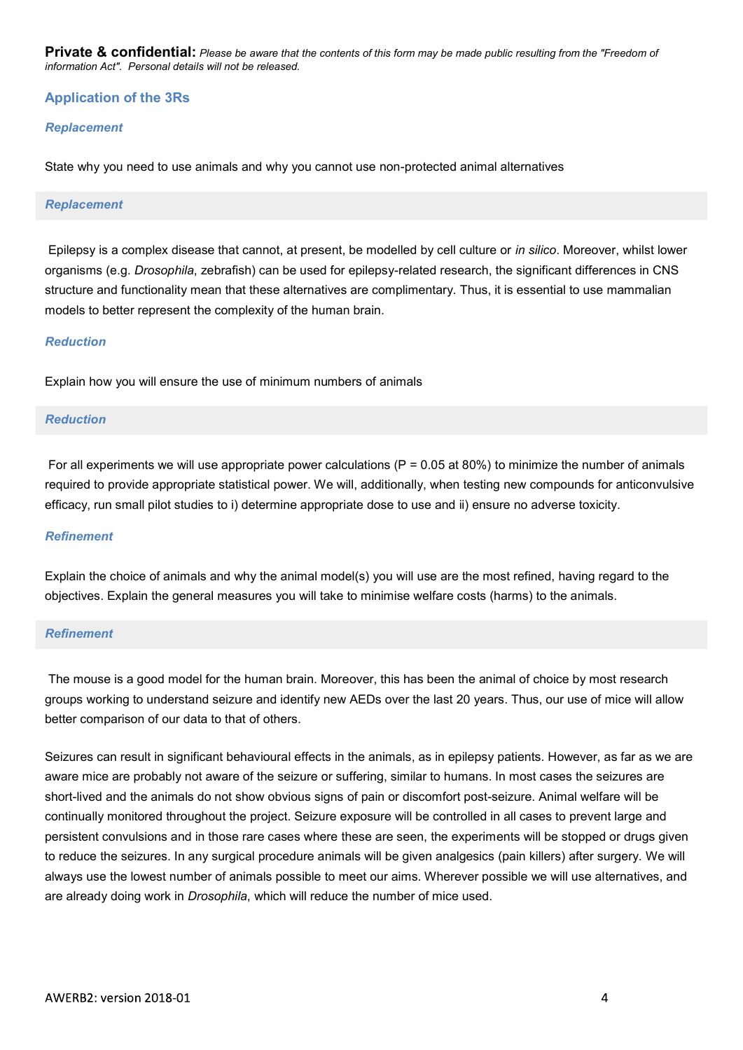**Private & confidential:** *Please be aware that the contents of this form may be made public resulting from the "Freedom of information Act". Personal details will not be released.*

## Application of the 3Rs

### *Replacement*

State why you need to use animals and why you cannot use non-protected animal alternatives

### *Replacement*

Epilepsy is a complex disease that cannot, at present, be modelled by cell culture or *in silico*. Moreover, whilst lower organisms (e.g. *Drosophila*, zebrafish) can be used for epilepsy-related research, the significant differences in CNS structure and functionality mean that these alternatives are complimentary. Thus, it is essential to use mammalian models to better represent the complexity of the human brain.

### *Reduction*

Explain how you will ensure the use of minimum numbers of animals

### *Reduction*

For all experiments we will use appropriate power calculations (P = 0.05 at 80%) to minimize the number of animals required to provide appropriate statistical power. We will, additionally, when testing new compounds for anticonvulsive efficacy, run small pilot studies to i) determine appropriate dose to use and ii) ensure no adverse toxicity.

### *Refinement*

Explain the choice of animals and why the animal model(s) you will use are the most refined, having regard to the objectives. Explain the general measures you will take to minimise welfare costs (harms) to the animals.

### *Refinement*

The mouse is a good model for the human brain. Moreover, this has been the animal of choice by most research groups working to understand seizure and identify new AEDs over the last 20 years. Thus, our use of mice will allow better comparison of our data to that of others.

Seizures can result in significant behavioural effects in the animals, as in epilepsy patients. However, as far as we are aware mice are probably not aware of the seizure or suffering, similar to humans. In most cases the seizures are short-lived and the animals do not show obvious signs of pain or discomfort post-seizure. Animal welfare will be continually monitored throughout the project. Seizure exposure will be controlled in all cases to prevent large and persistent convulsions and in those rare cases where these are seen, the experiments will be stopped or drugs given to reduce the seizures. In any surgical procedure animals will be given analgesics (pain killers) after surgery. We will always use the lowest number of animals possible to meet our aims. Wherever possible we will use alternatives, and are already doing work in *Drosophila*, which will reduce the number of mice used.